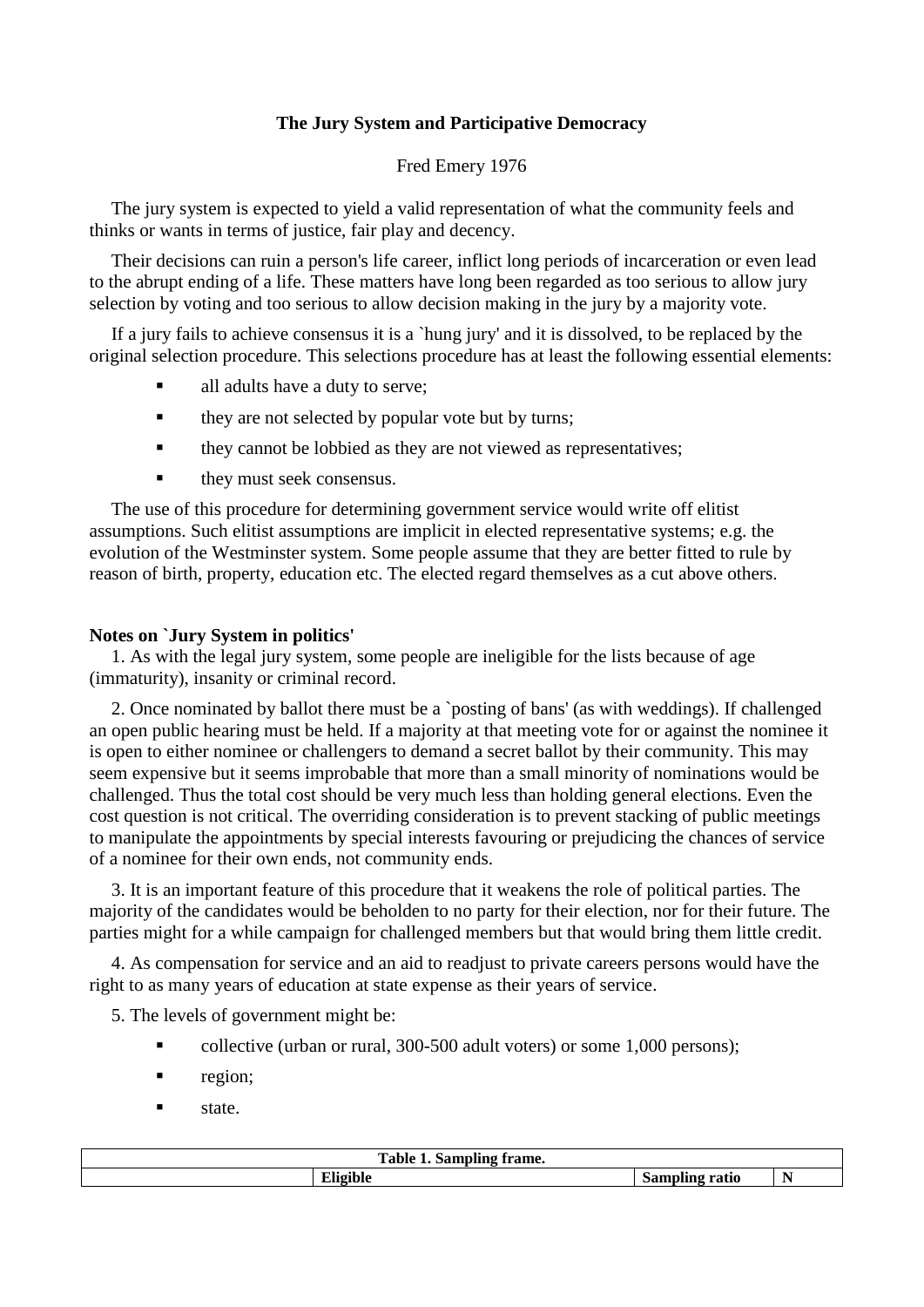# The Jury System and Participative Democracy

Fred Emery 1976

The jury system is expected to yield a valid representation of what the community feels and thinks or wants in terms of justice, fair play and decency.

Their decisions can ruin a person's life career, inflict long periods of incarceration or even lead to the abrupt ending of a life. These matters have long been regarded as too serious to allow jury selection by voting and too serious to allow decision making in the jury by a majority vote.

If a jury fails to achieve consensus it is a `hung jury' and it is dissolved, to be replaced by the original selection procedure. This selections procedure has at least the following essential elements:

- all adults have a duty to serve;
- they are not selected by popular vote but by turns;
- they cannot be lobbied as they are not viewed as representatives;
- they must seek consensus.

The use of this procedure for determining government service would write off elitist assumptions. Such elitist assumptions are implicit in elected representative systems; e.g. the evolution of the Westminster system. Some people assume that they are better fitted to rule by reason of birth, property, education etc. The elected regard themselves as a cut above others.

**Notes on `Jury System in politics'**

1. As with the legal jury system, some people are ineligible for the lists because of age (immaturity), insanity or criminal record.

2. Once nominated by ballot there must be a `posting of bans' (as with weddings). If challenged an open public hearing must be held. If a majority at that meeting vote for or against the nominee it is open to either nominee or challengers to demand a secret ballot by their community. This may seem expensive but it seems improbable that more than a small minority of nominations would be challenged. Thus the total cost should be very much less than holding general elections. Even the cost question is not critical. The overriding consideration is to prevent stacking of public meetings to manipulate the appointments by special interests favouring or prejudicing the chances of service of a nominee for their own ends, not community ends.

3. It is an important feature of this procedure that it weakens the role of political parties. The majority of the candidates would be beholden to no party for their election, nor for their future. The parties might for a while campaign for challenged members but that would bring them little credit.

4. As compensation for service and an aid to readjust to private careers persons would have the right to as many years of education at state expense as their years of service.

5. The levels of government might be:

- collective (urban or rural, 300-500 adult voters) or some 1,000 persons);
- region;
- state.

**Table 1. Sampling frame.**

| | Eligible | Sampling ratio | N |
|---|---|---|---|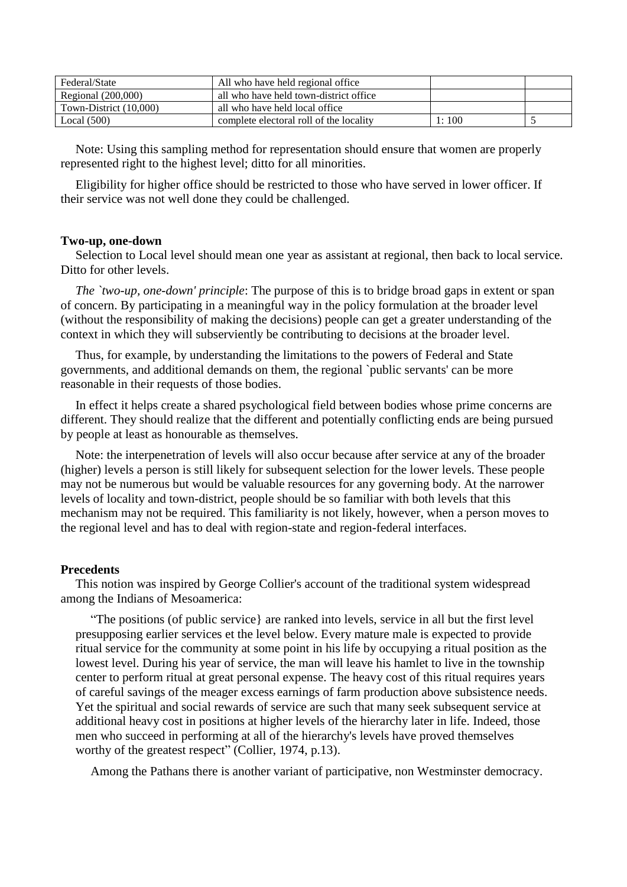| Federal/State | All who have held regional office | | |
|---|---|---|---|
| Regional (200,000) | all who have held town-district office | | |
| Town-District (10,000) | all who have held local office | | |
| Local (500) | complete electoral roll of the locality | 1: 100 | 5 |

Note: Using this sampling method for representation should ensure that women are properly represented right to the highest level; ditto for all minorities.

Eligibility for higher office should be restricted to those who have served in lower officer. If their service was not well done they could be challenged.

### Two-up, one-down

Selection to Local level should mean one year as assistant at regional, then back to local service. Ditto for other levels.

*The `two-up, one-down' principle*: The purpose of this is to bridge broad gaps in extent or span of concern. By participating in a meaningful way in the policy formulation at the broader level (without the responsibility of making the decisions) people can get a greater understanding of the context in which they will subserviently be contributing to decisions at the broader level.

Thus, for example, by understanding the limitations to the powers of Federal and State governments, and additional demands on them, the regional `public servants' can be more reasonable in their requests of those bodies.

In effect it helps create a shared psychological field between bodies whose prime concerns are different. They should realize that the different and potentially conflicting ends are being pursued by people at least as honourable as themselves.

Note: the interpenetration of levels will also occur because after service at any of the broader (higher) levels a person is still likely for subsequent selection for the lower levels. These people may not be numerous but would be valuable resources for any governing body. At the narrower levels of locality and town-district, people should be so familiar with both levels that this mechanism may not be required. This familiarity is not likely, however, when a person moves to the regional level and has to deal with region-state and region-federal interfaces.

### Precedents

This notion was inspired by George Collier's account of the traditional system widespread among the Indians of Mesoamerica:

> "The positions (of public service} are ranked into levels, service in all but the first level presupposing earlier services et the level below. Every mature male is expected to provide ritual service for the community at some point in his life by occupying a ritual position as the lowest level. During his year of service, the man will leave his hamlet to live in the township center to perform ritual at great personal expense. The heavy cost of this ritual requires years of careful savings of the meager excess earnings of farm production above subsistence needs. Yet the spiritual and social rewards of service are such that many seek subsequent service at additional heavy cost in positions at higher levels of the hierarchy later in life. Indeed, those men who succeed in performing at all of the hierarchy's levels have proved themselves worthy of the greatest respect" (Collier, 1974, p.13).

Among the Pathans there is another variant of participative, non Westminster democracy.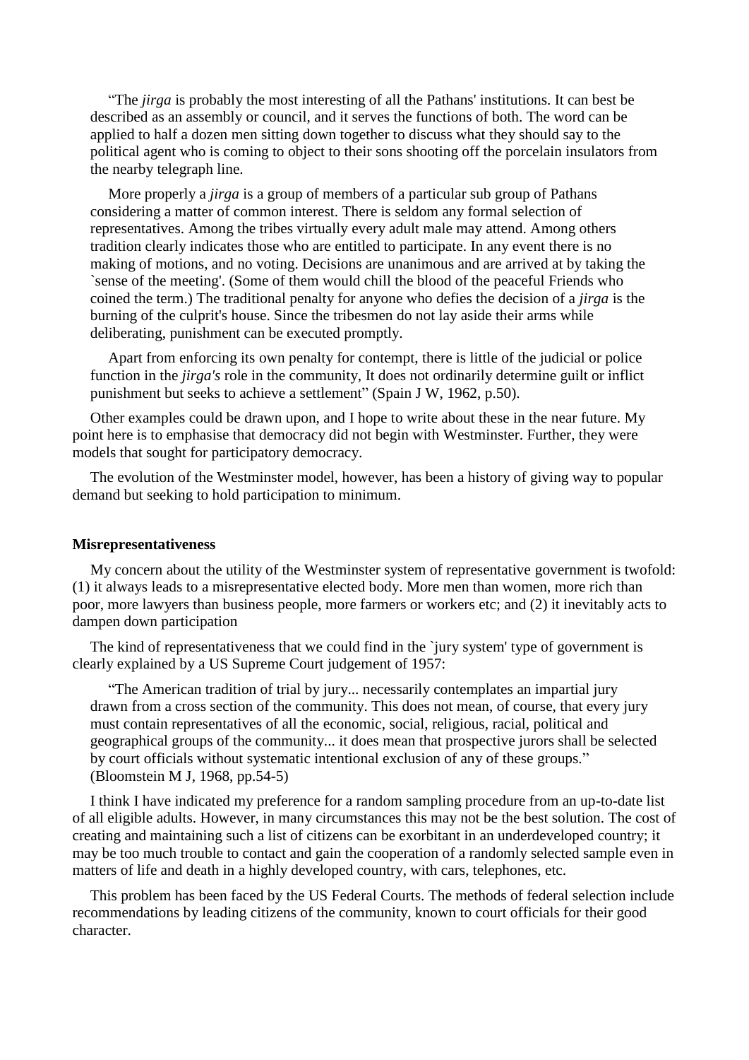"The *jirga* is probably the most interesting of all the Pathans' institutions. It can best be described as an assembly or council, and it serves the functions of both. The word can be applied to half a dozen men sitting down together to discuss what they should say to the political agent who is coming to object to their sons shooting off the porcelain insulators from the nearby telegraph line.

More properly a *jirga* is a group of members of a particular sub group of Pathans considering a matter of common interest. There is seldom any formal selection of representatives. Among the tribes virtually every adult male may attend. Among others tradition clearly indicates those who are entitled to participate. In any event there is no making of motions, and no voting. Decisions are unanimous and are arrived at by taking the `sense of the meeting'. (Some of them would chill the blood of the peaceful Friends who coined the term.) The traditional penalty for anyone who defies the decision of a *jirga* is the burning of the culprit's house. Since the tribesmen do not lay aside their arms while deliberating, punishment can be executed promptly.

Apart from enforcing its own penalty for contempt, there is little of the judicial or police function in the *jirga's* role in the community, It does not ordinarily determine guilt or inflict punishment but seeks to achieve a settlement" (Spain J W, 1962, p.50).

Other examples could be drawn upon, and I hope to write about these in the near future. My point here is to emphasise that democracy did not begin with Westminster. Further, they were models that sought for participatory democracy.

The evolution of the Westminster model, however, has been a history of giving way to popular demand but seeking to hold participation to minimum.

**Misrepresentativeness**

My concern about the utility of the Westminster system of representative government is twofold: (1) it always leads to a misrepresentative elected body. More men than women, more rich than poor, more lawyers than business people, more farmers or workers etc; and (2) it inevitably acts to dampen down participation

The kind of representativeness that we could find in the `jury system' type of government is clearly explained by a US Supreme Court judgement of 1957:

"The American tradition of trial by jury... necessarily contemplates an impartial jury drawn from a cross section of the community. This does not mean, of course, that every jury must contain representatives of all the economic, social, religious, racial, political and geographical groups of the community... it does mean that prospective jurors shall be selected by court officials without systematic intentional exclusion of any of these groups." (Bloomstein M J, 1968, pp.54-5)

I think I have indicated my preference for a random sampling procedure from an up-to-date list of all eligible adults. However, in many circumstances this may not be the best solution. The cost of creating and maintaining such a list of citizens can be exorbitant in an underdeveloped country; it may be too much trouble to contact and gain the cooperation of a randomly selected sample even in matters of life and death in a highly developed country, with cars, telephones, etc.

This problem has been faced by the US Federal Courts. The methods of federal selection include recommendations by leading citizens of the community, known to court officials for their good character.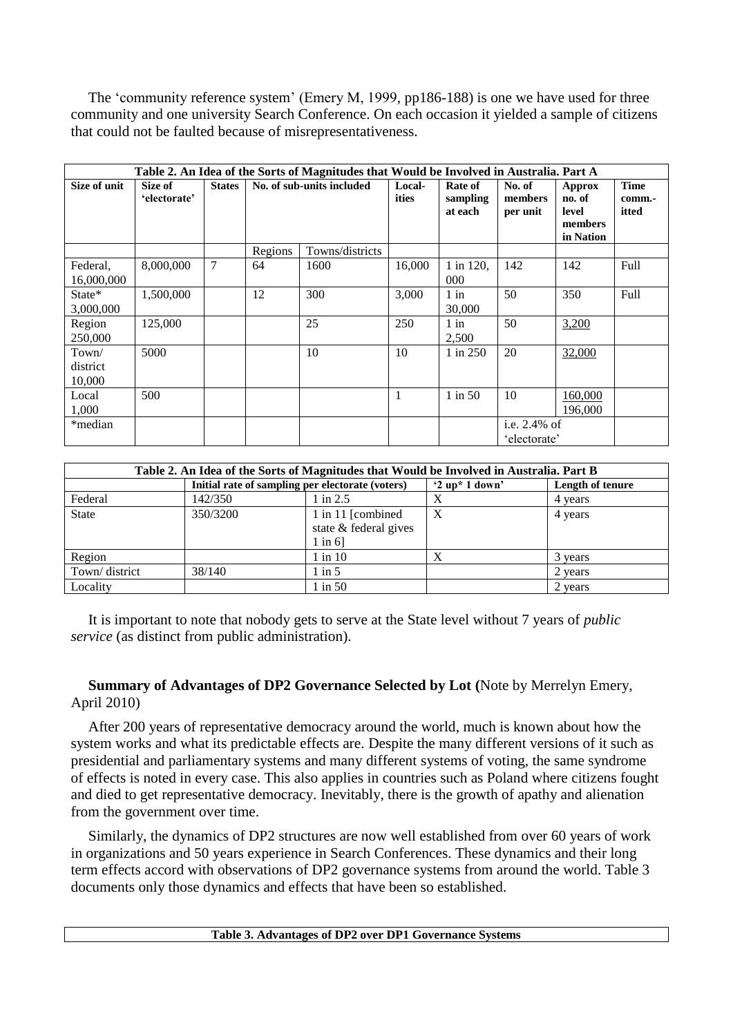The 'community reference system' (Emery M, 1999, pp186-188) is one we have used for three community and one university Search Conference. On each occasion it yielded a sample of citizens that could not be faulted because of misrepresentativeness.

**Table 2. An Idea of the Sorts of Magnitudes that Would be Involved in Australia. Part A**

| Size of unit | Size of 'electorate' | States | No. of sub-units included | | Local-ities | Rate of sampling at each | No. of members per unit | Approx no. of level members in Nation | Time comm.-itted |
|---|---|---|---|---|---|---|---|---|---|
| | | | Regions | Towns/districts | | | | | |
| Federal, 16,000,000 | 8,000,000 | 7 | 64 | 1600 | 16,000 | 1 in 120, 000 | 142 | 142 | Full |
| State* 3,000,000 | 1,500,000 | | 12 | 300 | 3,000 | 1 in 30,000 | 50 | 350 | Full |
| Region 250,000 | 125,000 | | | 25 | 250 | 1 in 2,500 | 50 | 3,200 | |
| Town/ district 10,000 | 5000 | | | 10 | 10 | 1 in 250 | 20 | 32,000 | |
| Local 1,000 | 500 | | | | 1 | 1 in 50 | 10 | 160,000 196,000 | |
| *median | | | | | | | i.e. 2.4% of 'electorate' | | |

**Table 2. An Idea of the Sorts of Magnitudes that Would be Involved in Australia. Part B**

| | Initial rate of sampling per electorate (voters) | | '2 up* 1 down' | Length of tenure |
|---|---|---|---|---|
| Federal | 142/350 | 1 in 2.5 | X | 4 years |
| State | 350/3200 | 1 in 11 [combined state & federal gives 1 in 6] | X | 4 years |
| Region | | 1 in 10 | X | 3 years |
| Town/ district | 38/140 | 1 in 5 | | 2 years |
| Locality | | 1 in 50 | | 2 years |

It is important to note that nobody gets to serve at the State level without 7 years of *public service* (as distinct from public administration).

**Summary of Advantages of DP2 Governance Selected by Lot (**Note by Merrelyn Emery, April 2010)

After 200 years of representative democracy around the world, much is known about how the system works and what its predictable effects are. Despite the many different versions of it such as presidential and parliamentary systems and many different systems of voting, the same syndrome of effects is noted in every case. This also applies in countries such as Poland where citizens fought and died to get representative democracy. Inevitably, there is the growth of apathy and alienation from the government over time.

Similarly, the dynamics of DP2 structures are now well established from over 60 years of work in organizations and 50 years experience in Search Conferences. These dynamics and their long term effects accord with observations of DP2 governance systems from around the world. Table 3 documents only those dynamics and effects that have been so established.

**Table 3. Advantages of DP2 over DP1 Governance Systems**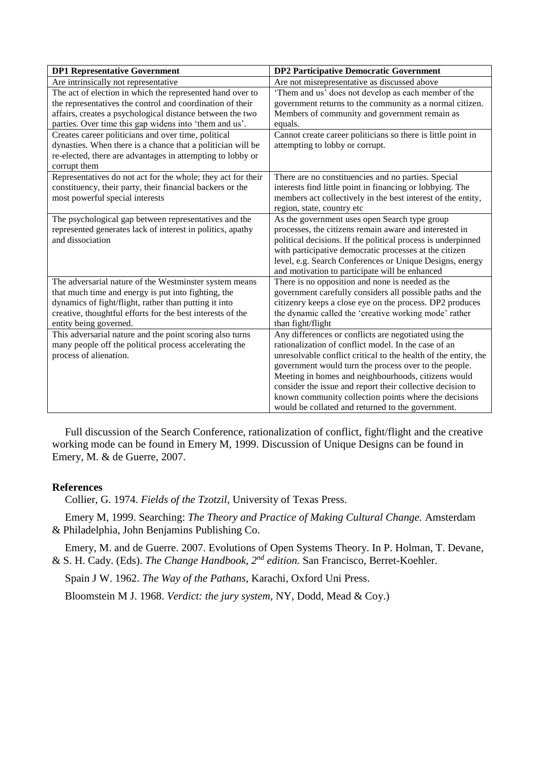| DP1 Representative Government | DP2 Participative Democratic Government |
|---|---|
| Are intrinsically not representative | Are not misrepresentative as discussed above |
| The act of election in which the represented hand over to the representatives the control and coordination of their affairs, creates a psychological distance between the two parties. Over time this gap widens into 'them and us'. | 'Them and us' does not develop as each member of the government returns to the community as a normal citizen. Members of community and government remain as equals. |
| Creates career politicians and over time, political dynasties. When there is a chance that a politician will be re-elected, there are advantages in attempting to lobby or corrupt them | Cannot create career politicians so there is little point in attempting to lobby or corrupt. |
| Representatives do not act for the whole; they act for their constituency, their party, their financial backers or the most powerful special interests | There are no constituencies and no parties. Special interests find little point in financing or lobbying. The members act collectively in the best interest of the entity, region, state, country etc |
| The psychological gap between representatives and the represented generates lack of interest in politics, apathy and dissociation | As the government uses open Search type group processes, the citizens remain aware and interested in political decisions. If the political process is underpinned with participative democratic processes at the citizen level, e.g. Search Conferences or Unique Designs, energy and motivation to participate will be enhanced |
| The adversarial nature of the Westminster system means that much time and energy is put into fighting, the dynamics of fight/flight, rather than putting it into creative, thoughtful efforts for the best interests of the entity being governed. | There is no opposition and none is needed as the government carefully considers all possible paths and the citizenry keeps a close eye on the process. DP2 produces the dynamic called the 'creative working mode' rather than fight/flight |
| This adversarial nature and the point scoring also turns many people off the political process accelerating the process of alienation. | Any differences or conflicts are negotiated using the rationalization of conflict model. In the case of an unresolvable conflict critical to the health of the entity, the government would turn the process over to the people. Meeting in homes and neighbourhoods, citizens would consider the issue and report their collective decision to known community collection points where the decisions would be collated and returned to the government. |

Full discussion of the Search Conference, rationalization of conflict, fight/flight and the creative working mode can be found in Emery M, 1999. Discussion of Unique Designs can be found in Emery, M. & de Guerre, 2007.

#### References

Collier, G. 1974. *Fields of the Tzotzil*, University of Texas Press.

Emery M, 1999. Searching: *The Theory and Practice of Making Cultural Change.* Amsterdam & Philadelphia, John Benjamins Publishing Co.

Emery, M. and de Guerre. 2007. Evolutions of Open Systems Theory. In P. Holman, T. Devane, & S. H. Cady. (Eds). *The Change Handbook, 2nd edition.* San Francisco, Berret-Koehler.

Spain J W. 1962. *The Way of the Pathans*, Karachi, Oxford Uni Press.

Bloomstein M J. 1968. *Verdict: the jury system*, NY, Dodd, Mead & Coy.)